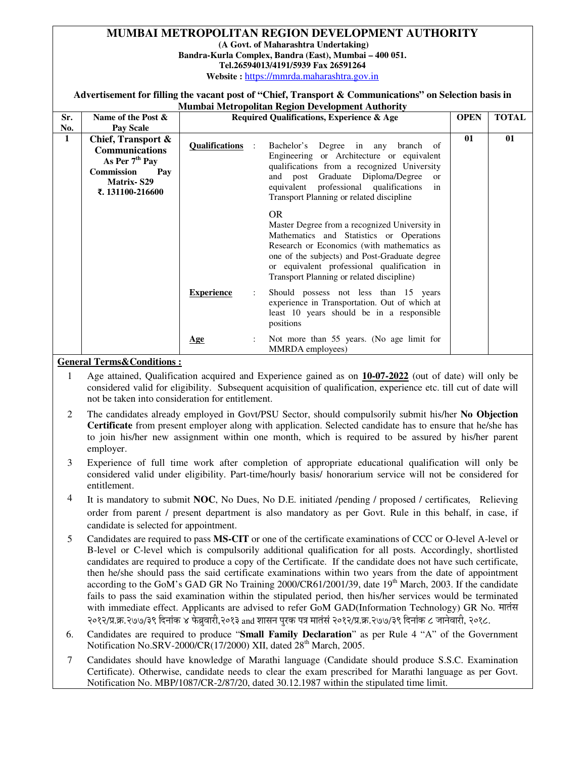# MUMBAI METROPOLITAN REGION DEVELOPMENT AUTHORITY

**(A Govt. of Maharashtra Undertaking)**
**Bandra-Kurla Complex, Bandra (East), Mumbai – 400 051.**
**Tel.26594013/4191/5939 Fax 26591264**
**Website :** https://mmrda.maharashtra.gov.in

**Advertisement for filling the vacant post of "Chief, Transport & Communications" on Selection basis in Mumbai Metropolitan Region Development Authority**

| Sr. No. | Name of the Post & Pay Scale | Required Qualifications, Experience & Age | OPEN | TOTAL |
|---|---|---|---|---|
| 1 | **Chief, Transport & Communications** **As Per 7th Pay Commission Pay Matrix- S29** **₹. 131100-216600** | **Qualifications** : Bachelor's Degree in any branch of Engineering or Architecture or equivalent qualifications from a recognized University and post Graduate Diploma/Degree or equivalent professional qualifications in Transport Planning or related discipline<br><br>OR<br>Master Degree from a recognized University in Mathematics and Statistics or Operations Research or Economics (with mathematics as one of the subjects) and Post-Graduate degree or equivalent professional qualification in Transport Planning or related discipline)<br><br>**Experience** : Should possess not less than 15 years experience in Transportation. Out of which at least 10 years should be in a responsible positions<br><br>**Age** : Not more than 55 years. (No age limit for MMRDA employees) | 01 | 01 |

**General Terms&Conditions :**

1. Age attained, Qualification acquired and Experience gained as on **10-07-2022** (out of date) will only be considered valid for eligibility. Subsequent acquisition of qualification, experience etc. till cut of date will not be taken into consideration for entitlement.
2. The candidates already employed in Govt/PSU Sector, should compulsorily submit his/her **No Objection Certificate** from present employer along with application. Selected candidate has to ensure that he/she has to join his/her new assignment within one month, which is required to be assured by his/her parent employer.
3. Experience of full time work after completion of appropriate educational qualification will only be considered valid under eligibility. Part-time/hourly basis/ honorarium service will not be considered for entitlement.
4. It is mandatory to submit **NOC**, No Dues, No D.E. initiated /pending / proposed / certificates, Relieving order from parent / present department is also mandatory as per Govt. Rule in this behalf, in case, if candidate is selected for appointment.
5. Candidates are required to pass **MS-CIT** or one of the certificate examinations of CCC or O-level A-level or B-level or C-level which is compulsorily additional qualification for all posts. Accordingly, shortlisted candidates are required to produce a copy of the Certificate. If the candidate does not have such certificate, then he/she should pass the said certificate examinations within two years from the date of appointment according to the GoM's GAD GR No Training 2000/CR61/2001/39, date 19th March, 2003. If the candidate fails to pass the said examination within the stipulated period, then his/her services would be terminated with immediate effect. Applicants are advised to refer GoM GAD(Information Technology) GR No. मातंस २०१२/प्र.क्र.२७७/३९ दिनांक ४ फेब्रुवारी,२०१३ and शासन पुरक पत्र मातंसं २०१२/प्र.क्र.२७७/३९ दिनांक ८ जानेवारी, २०१८.
6. Candidates are required to produce "**Small Family Declaration**" as per Rule 4 "A" of the Government Notification No.SRV-2000/CR(17/2000) XII, dated 28th March, 2005.
7. Candidates should have knowledge of Marathi language (Candidate should produce S.S.C. Examination Certificate). Otherwise, candidate needs to clear the exam prescribed for Marathi language as per Govt. Notification No. MBP/1087/CR-2/87/20, dated 30.12.1987 within the stipulated time limit.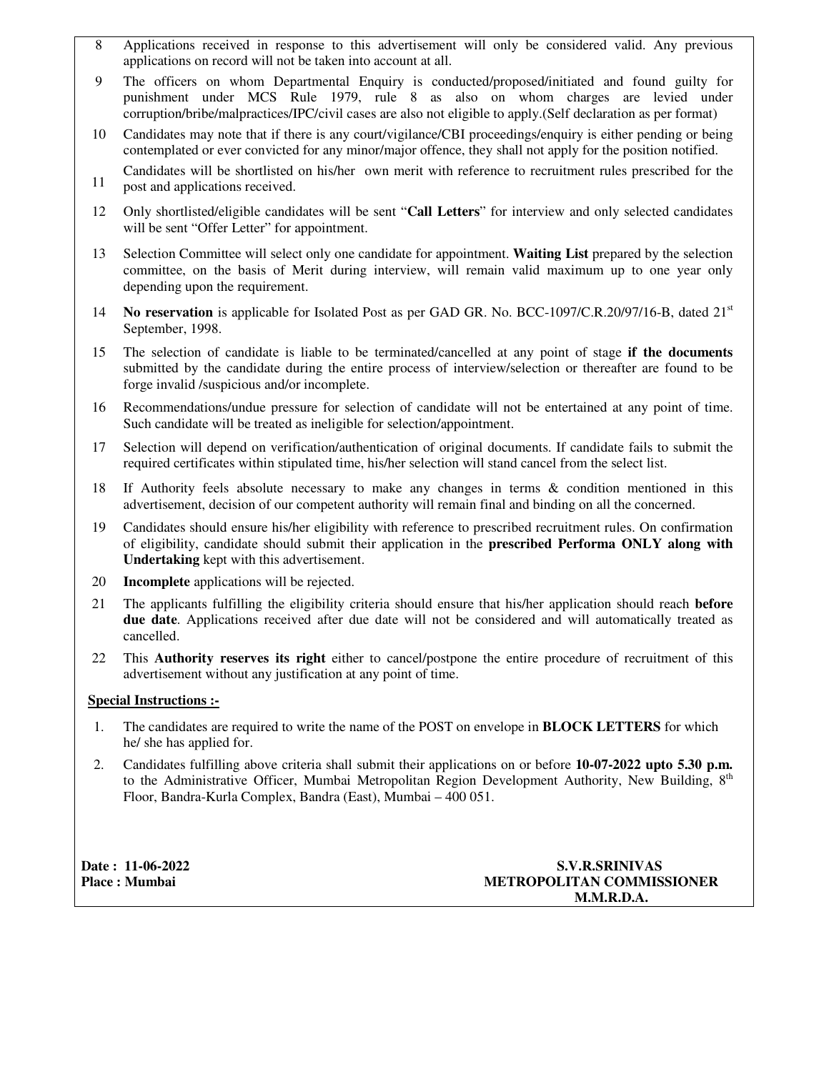8. Applications received in response to this advertisement will only be considered valid. Any previous applications on record will not be taken into account at all.
9. The officers on whom Departmental Enquiry is conducted/proposed/initiated and found guilty for punishment under MCS Rule 1979, rule 8 as also on whom charges are levied under corruption/bribe/malpractices/IPC/civil cases are also not eligible to apply.(Self declaration as per format)
10. Candidates may note that if there is any court/vigilance/CBI proceedings/enquiry is either pending or being contemplated or ever convicted for any minor/major offence, they shall not apply for the position notified.
11. Candidates will be shortlisted on his/her own merit with reference to recruitment rules prescribed for the post and applications received.
12. Only shortlisted/eligible candidates will be sent "**Call Letters**" for interview and only selected candidates will be sent "Offer Letter" for appointment.
13. Selection Committee will select only one candidate for appointment. **Waiting List** prepared by the selection committee, on the basis of Merit during interview, will remain valid maximum up to one year only depending upon the requirement.
14. **No reservation** is applicable for Isolated Post as per GAD GR. No. BCC-1097/C.R.20/97/16-B, dated 21st September, 1998.
15. The selection of candidate is liable to be terminated/cancelled at any point of stage **if the documents** submitted by the candidate during the entire process of interview/selection or thereafter are found to be forge invalid /suspicious and/or incomplete.
16. Recommendations/undue pressure for selection of candidate will not be entertained at any point of time. Such candidate will be treated as ineligible for selection/appointment.
17. Selection will depend on verification/authentication of original documents. If candidate fails to submit the required certificates within stipulated time, his/her selection will stand cancel from the select list.
18. If Authority feels absolute necessary to make any changes in terms & condition mentioned in this advertisement, decision of our competent authority will remain final and binding on all the concerned.
19. Candidates should ensure his/her eligibility with reference to prescribed recruitment rules. On confirmation of eligibility, candidate should submit their application in the **prescribed Performa ONLY along with Undertaking** kept with this advertisement.
20. **Incomplete** applications will be rejected.
21. The applicants fulfilling the eligibility criteria should ensure that his/her application should reach **before due date**. Applications received after due date will not be considered and will automatically treated as cancelled.
22. This **Authority reserves its right** either to cancel/postpone the entire procedure of recruitment of this advertisement without any justification at any point of time.

**Special Instructions :-**

1. The candidates are required to write the name of the POST on envelope in **BLOCK LETTERS** for which he/ she has applied for.
2. Candidates fulfilling above criteria shall submit their applications on or before **10-07-2022 upto 5.30 p.m.** to the Administrative Officer, Mumbai Metropolitan Region Development Authority, New Building, 8th Floor, Bandra-Kurla Complex, Bandra (East), Mumbai – 400 051.

**Date : 11-06-2022**
**Place : Mumbai**

**S.V.R.SRINIVAS**
**METROPOLITAN COMMISSIONER**
**M.M.R.D.A.**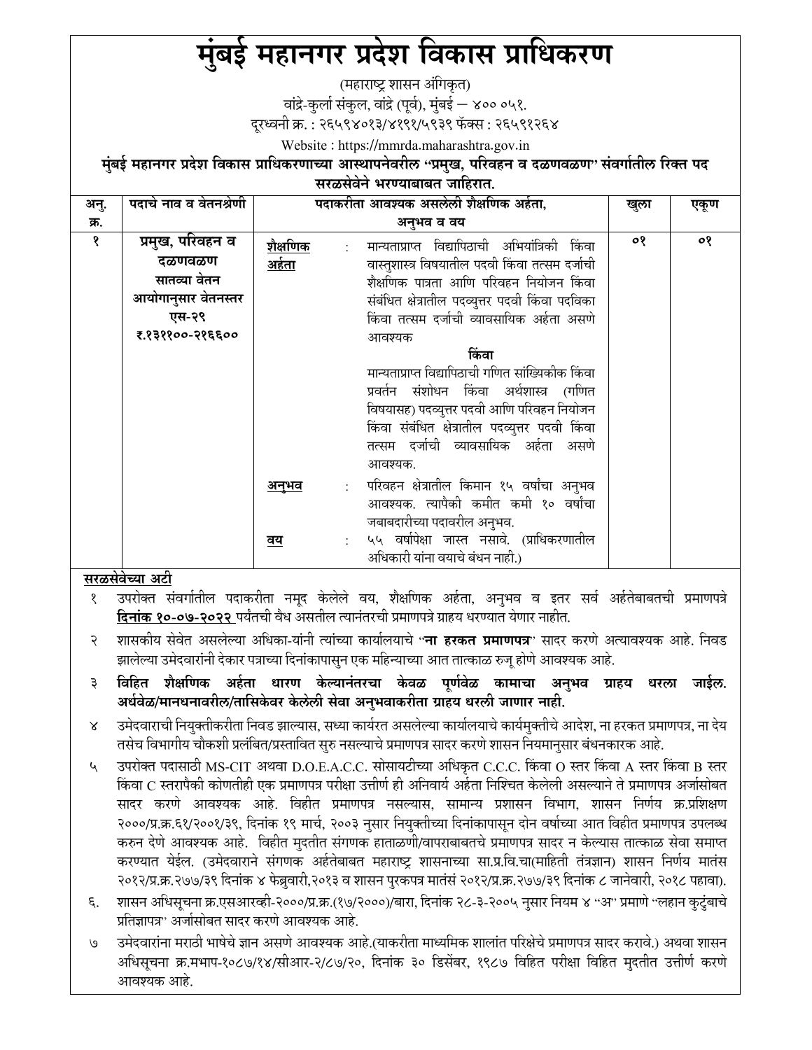# मुंबई महानगर प्रदेश विकास प्राधिकरण

(महाराष्ट्र शासन अंगिकृत)

वांद्रे-कुर्ला संकुल, वांद्रे (पूर्व), मुंबई – ४०० ०५१.

दूरध्वनी क्र. : २६५९४०१३/४१९१/५९३९ फॅक्स : २६५९१२६४

Website : https://mmrda.maharashtra.gov.in

**मुंबई महानगर प्रदेश विकास प्राधिकरणाच्या आस्थापनेवरील "प्रमुख, परिवहन व दळणवळण" संवर्गातील रिक्त पद सरळसेवेने भरण्याबाबत जाहिरात.**

| अनु. क्र. | पदाचे नाव व वेतनश्रेणी | पदाकरीता आवश्यक असलेली शैक्षणिक अर्हता, अनुभव व वय | खुला | एकूण |
|---|---|---|---|---|
| १ | **प्रमुख, परिवहन व दळणवळण सातव्या वेतन आयोगानुसार वेतनस्तर एस-२९ रु.१३११००-२१६६००** | **शैक्षणिक अर्हता** : मान्यताप्राप्त विद्यापिठाची अभियांत्रिकी किंवा वास्तुशास्त्र विषयातील पदवी किंवा तत्सम दर्जाची शैक्षणिक पात्रता आणि परिवहन नियोजन किंवा संबंधित क्षेत्रातील पदव्युत्तर पदवी किंवा पदविका किंवा तत्सम दर्जाची व्यावसायिक अर्हता असणे आवश्यक<br>**किंवा**<br>मान्यताप्राप्त विद्यापिठाची गणित सांख्यिकीक किंवा प्रवर्तन संशोधन किंवा अर्थशास्त्र (गणित विषयासह) पदव्युत्तर पदवी आणि परिवहन नियोजन किंवा संबंधित क्षेत्रातील पदव्युत्तर पदवी किंवा तत्सम दर्जाची व्यावसायिक अर्हता असणे आवश्यक.<br>**अनुभव** : परिवहन क्षेत्रातील किमान १५ वर्षांचा अनुभव आवश्यक. त्यापैकी कमीत कमी १० वर्षांचा जबाबदारीच्या पदावरील अनुभव.<br>**वय** : ५५ वर्षापेक्षा जास्त नसावे. (प्राधिकरणातील अधिकारी यांना वयाचे बंधन नाही.) | ०१ | ०१ |

**सरळसेवेच्या अटी**

१. उपरोक्त संवर्गातील पदाकरीता नमूद केलेले वय, शैक्षणिक अर्हता, अनुभव व इतर सर्व अर्हतेबाबतची प्रमाणपत्रे **दिनांक १०-०७-२०२२** पर्यंतची वैध असतील त्यानंतरची प्रमाणपत्रे ग्राहय धरण्यात येणार नाहीत.

२. शासकीय सेवेत असलेल्या अधिका-यांनी त्यांच्या कार्यालयाचे "**ना हरकत प्रमाणपत्र**" सादर करणे अत्यावश्यक आहे. निवड झालेल्या उमेदवारांनी देकार पत्राच्या दिनांकापासुन एक महिन्याच्या आत तात्काळ रुजू होणे आवश्यक आहे.

३. **विहित शैक्षणिक अर्हता धारण केल्यानंतरचा केवळ पूर्णवेळ कामाचा अनुभव ग्राहय धरला जाईल. अर्धवेळ/मानधनावरील/तासिकेवर केलेली सेवा अनुभवाकरीता ग्राहय धरली जाणार नाही.**

४. उमेदवाराची नियुक्तीकरीता निवड झाल्यास, सध्या कार्यरत असलेल्या कार्यालयाचे कार्यमुक्तीचे आदेश, ना हरकत प्रमाणपत्र, ना देय तसेच विभागीय चौकशी प्रलंबित/प्रस्तावित सुरु नसल्याचे प्रमाणपत्र सादर करणे शासन नियमानुसार बंधनकारक आहे.

५. उपरोक्त पदासाठी MS-CIT अथवा D.O.E.A.C.C. सोसायटीच्या अधिकृत C.C.C. किंवा O स्तर किंवा A स्तर किंवा B स्तर किंवा C स्तरापैकी कोणतीही एक प्रमाणपत्र परीक्षा उत्तीर्ण ही अनिवार्य अर्हता निश्चित केलेली असल्याने ते प्रमाणपत्र अर्जासोबत सादर करणे आवश्यक आहे. विहीत प्रमाणपत्र नसल्यास, सामान्य प्रशासन विभाग, शासन निर्णय क्र.प्रशिक्षण २०००/प्र.क्र.६१/२००१/३९, दिनांक १९ मार्च, २००३ नुसार नियुक्तीच्या दिनांकापासून दोन वर्षाच्या आत विहीत प्रमाणपत्र उपलब्ध करुन देणे आवश्यक आहे. विहीत मुदतीत संगणक हाताळणी/वापराबाबतचे प्रमाणपत्र सादर न केल्यास तात्काळ सेवा समाप्त करण्यात येईल. (उमेदवाराने संगणक अर्हतेबाबत महाराष्ट्र शासनाच्या सा.प्र.वि.चा(माहिती तंत्रज्ञान) शासन निर्णय मातंस २०१२/प्र.क्र.२७७/३९ दिनांक ४ फेब्रुवारी,२०१३ व शासन पुरकपत्र मातंसं २०१२/प्र.क्र.२७७/३९ दिनांक ८ जानेवारी, २०१८ पहावा).

६. शासन अधिसूचना क्र.एसआरव्ही-२०००/प्र.क्र.(१७/२०००)/बारा, दिनांक २८-३-२००५ नुसार नियम ४ "अ" प्रमाणे "लहान कुटुंबाचे प्रतिज्ञापत्र" अर्जासोबत सादर करणे आवश्यक आहे.

७. उमेदवारांना मराठी भाषेचे ज्ञान असणे आवश्यक आहे.(याकरीता माध्यमिक शालांत परिक्षेचे प्रमाणपत्र सादर करावे.) अथवा शासन अधिसूचना क्र.मभाप-१०८७/१४/सीआर-२/८७/२०, दिनांक ३० डिसेंबर, १९८७ विहित परीक्षा विहित मुदतीत उत्तीर्ण करणे आवश्यक आहे.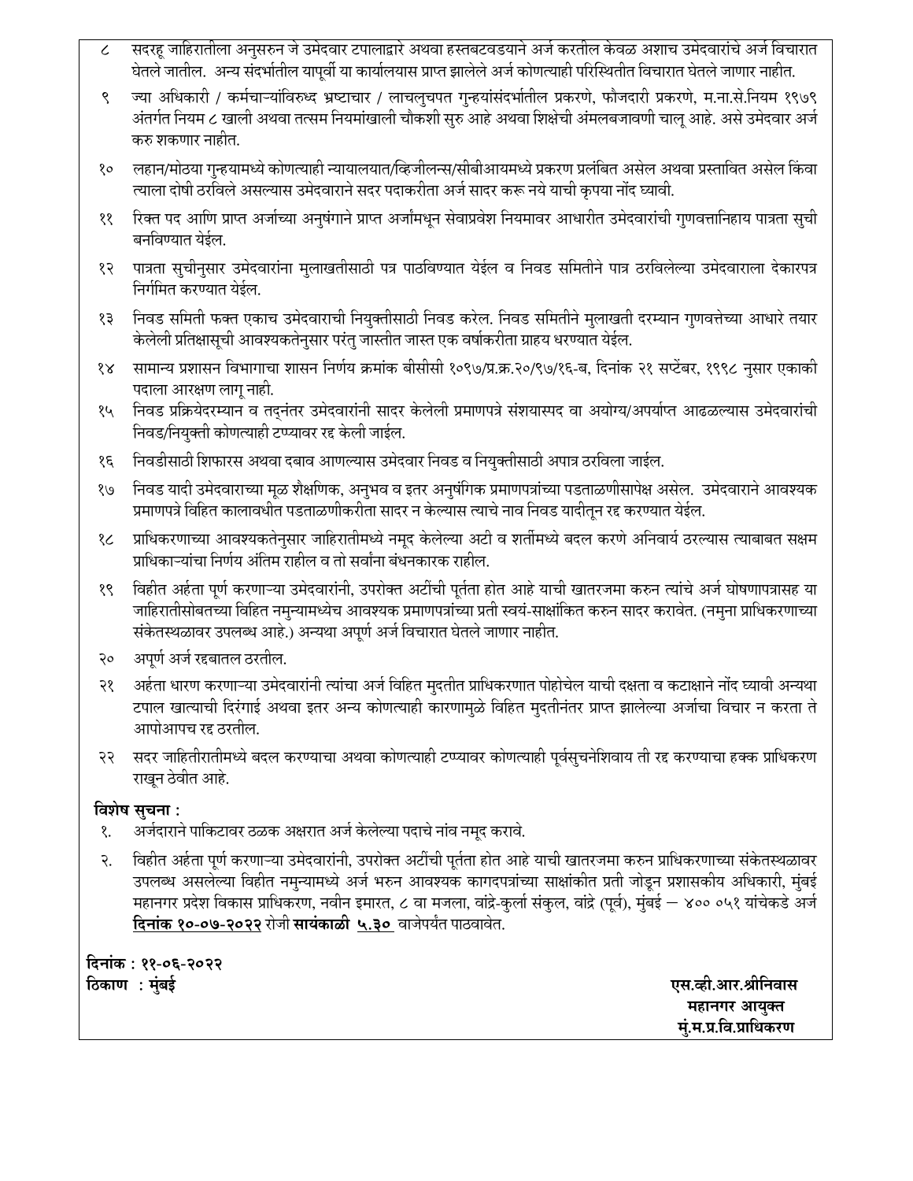८ सदरहू जाहिरातीला अनुसरुन जे उमेदवार टपालाद्वारे अथवा हस्तबटवडयाने अर्ज करतील केवळ अशाच उमेदवारांचे अर्ज विचारात घेतले जातील. अन्य संदर्भातील यापूर्वी या कार्यालयास प्राप्त झालेले अर्ज कोणत्याही परिस्थितीत विचारात घेतले जाणार नाहीत.

९ ज्या अधिकारी / कर्मचाऱ्यांविरुध्द भ्रष्टाचार / लाचलुचपत गुन्हयांसंदर्भातील प्रकरणे, फौजदारी प्रकरणे, म.ना.से.नियम १९७९ अंतर्गत नियम ८ खाली अथवा तत्सम नियमांखाली चौकशी सुरु आहे अथवा शिक्षेची अंमलबजावणी चालू आहे. असे उमेदवार अर्ज करु शकणार नाहीत.

१० लहान/मोठया गुन्हयामध्ये कोणत्याही न्यायालयात/व्हिजीलन्स/सीबीआयमध्ये प्रकरण प्रलंबित असेल अथवा प्रस्तावित असेल किंवा त्याला दोषी ठरविले असल्यास उमेदवाराने सदर पदाकरीता अर्ज सादर करू नये याची कृपया नोंद घ्यावी.

११ रिक्त पद आणि प्राप्त अर्जाच्या अनुषंगाने प्राप्त अर्जामधून सेवाप्रवेश नियमावर आधारीत उमेदवारांची गुणवत्तानिहाय पात्रता सुची बनविण्यात येईल.

१२ पात्रता सुचीनुसार उमेदवारांना मुलाखतीसाठी पत्र पाठविण्यात येईल व निवड समितीने पात्र ठरविलेल्या उमेदवाराला देकारपत्र निर्गमित करण्यात येईल.

१३ निवड समिती फक्त एकाच उमेदवाराची नियुक्तीसाठी निवड करेल. निवड समितीने मुलाखती दरम्यान गुणवत्तेच्या आधारे तयार केलेली प्रतिक्षासूची आवश्यकतेनुसार परंतु जास्तीत जास्त एक वर्षाकरीता ग्राहय धरण्यात येईल.

१४ सामान्य प्रशासन विभागाचा शासन निर्णय क्रमांक बीसीसी १०९७/प्र.क्र.२०/९७/१६-ब, दिनांक २१ सप्टेंबर, १९९८ नुसार एकाकी पदाला आरक्षण लागू नाही.

१५ निवड प्रक्रियेदरम्यान व तद्नंतर उमेदवारांनी सादर केलेली प्रमाणपत्रे संशयास्पद वा अयोग्य/अपर्याप्त आढळल्यास उमेदवारांची निवड/नियुक्ती कोणत्याही टप्प्यावर रद्द केली जाईल.

१६ निवडीसाठी शिफारस अथवा दबाव आणल्यास उमेदवार निवड व नियुक्तीसाठी अपात्र ठरविला जाईल.

१७ निवड यादी उमेदवाराच्या मूळ शैक्षणिक, अनुभव व इतर अनुषंगिक प्रमाणपत्रांच्या पडताळणीसापेक्ष असेल. उमेदवाराने आवश्यक प्रमाणपत्रे विहित कालावधीत पडताळणीकरीता सादर न केल्यास त्याचे नाव निवड यादीतून रद्द करण्यात येईल.

१८ प्राधिकरणाच्या आवश्यकतेनुसार जाहिरातीमध्ये नमूद केलेल्या अटी व शर्तीमध्ये बदल करणे अनिवार्य ठरल्यास त्याबाबत सक्षम प्राधिकाऱ्यांचा निर्णय अंतिम राहील व तो सर्वांना बंधनकारक राहील.

१९ विहीत अर्हता पूर्ण करणाऱ्या उमेदवारांनी, उपरोक्त अटींची पूर्तता होत आहे याची खातरजमा करुन त्यांचे अर्ज घोषणापत्रासह या जाहिरातीसोबतच्या विहित नमुन्यामध्येच आवश्यक प्रमाणपत्रांच्या प्रती स्वयं-साक्षांकित करुन सादर करावेत. (नमुना प्राधिकरणाच्या संकेतस्थळावर उपलब्ध आहे.) अन्यथा अपूर्ण अर्ज विचारात घेतले जाणार नाहीत.

२० अपूर्ण अर्ज रद्दबातल ठरतील.

२१ अर्हता धारण करणाऱ्या उमेदवारांनी त्यांचा अर्ज विहित मुदतीत प्राधिकरणात पोहोचेल याची दक्षता व कटाक्षाने नोंद घ्यावी अन्यथा टपाल खात्याची दिरंगाई अथवा इतर अन्य कोणत्याही कारणामुळे विहित मुदतीनंतर प्राप्त झालेल्या अर्जाचा विचार न करता ते आपोआपच रद्द ठरतील.

२२ सदर जाहितीरातीमध्ये बदल करण्याचा अथवा कोणत्याही टप्प्यावर कोणत्याही पूर्वसुचनेशिवाय ती रद्द करण्याचा हक्क प्राधिकरण राखून ठेवीत आहे.

**विशेष सुचना :**

१. अर्जदाराने पाकिटावर ठळक अक्षरात अर्ज केलेल्या पदाचे नांव नमूद करावे.

२. विहीत अर्हता पूर्ण करणाऱ्या उमेदवारांनी, उपरोक्त अटींची पूर्तता होत आहे याची खातरजमा करुन प्राधिकरणाच्या संकेतस्थळावर उपलब्ध असलेल्या विहीत नमुन्यामध्ये अर्ज भरुन आवश्यक कागदपत्रांच्या साक्षांकीत प्रती जोडून प्रशासकीय अधिकारी, मुंबई महानगर प्रदेश विकास प्राधिकरण, नवीन इमारत, ८ वा मजला, वांद्रे-कुर्ला संकुल, वांद्रे (पूर्व), मुंबई – ४०० ०५१ यांचेकडे अर्ज **<u>दिनांक १०-०७-२०२२</u>** रोजी **सायंकाळी <u>५.३०</u>** वाजेपर्यंत पाठवावेत.

**दिनांक : ११-०६-२०२२**
**ठिकाण : मुंबई**

**एस.व्ही.आर.श्रीनिवास**
**महानगर आयुक्त**
**मुं.म.प्र.वि.प्राधिकरण**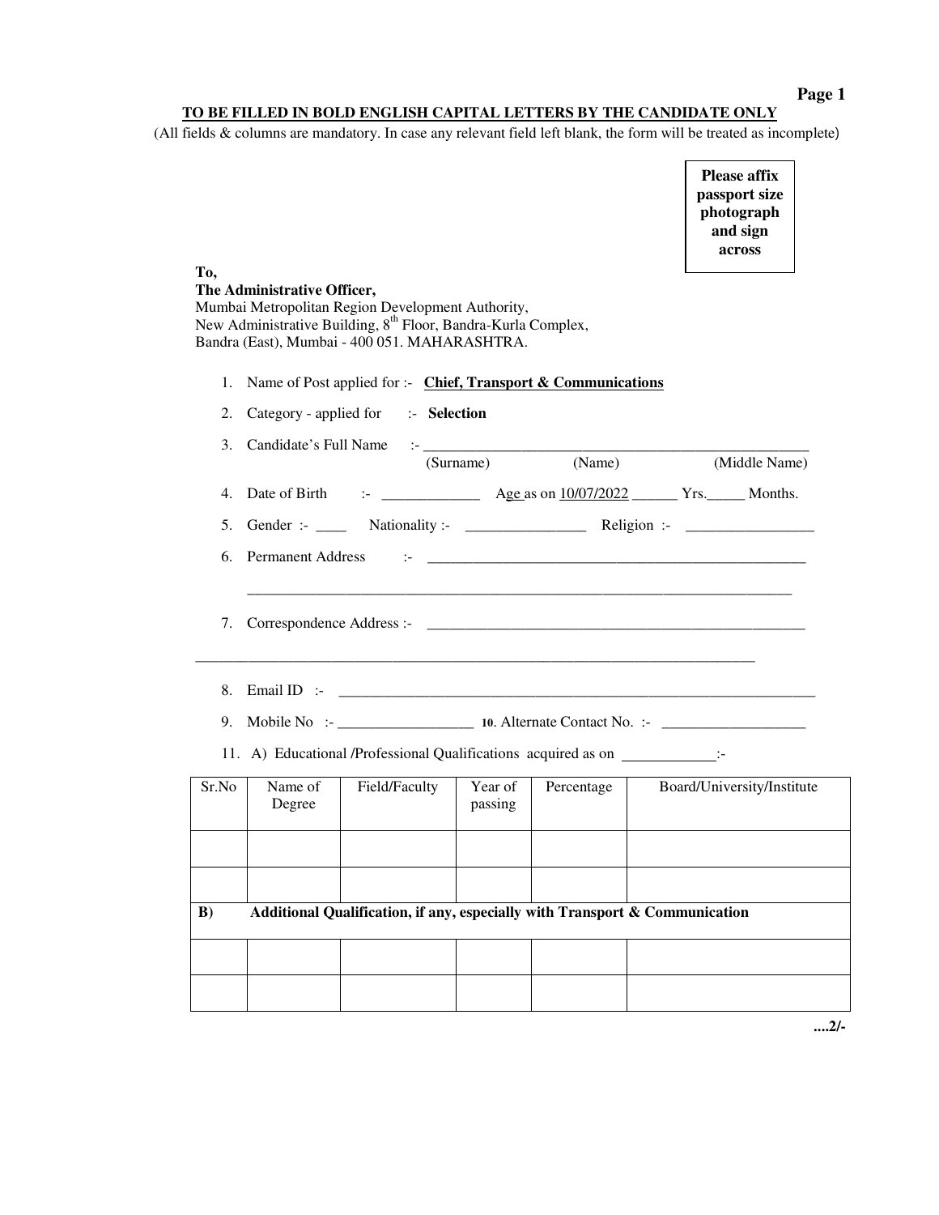**TO BE FILLED IN BOLD ENGLISH CAPITAL LETTERS BY THE CANDIDATE ONLY**

(All fields & columns are mandatory. In case any relevant field left blank, the form will be treated as incomplete)

**Please affix passport size photograph and sign across**

**To,**
**The Administrative Officer,**
Mumbai Metropolitan Region Development Authority,
New Administrative Building, 8th Floor, Bandra-Kurla Complex,
Bandra (East), Mumbai - 400 051. MAHARASHTRA.

1. Name of Post applied for :- **Chief, Transport & Communications**
2. Category - applied for :- **Selection**
3. Candidate's Full Name :- ____________________________________________
   (Surname) (Name) (Middle Name)
4. Date of Birth :- _____________ Age as on 10/07/2022 ______ Yrs.______ Months.
5. Gender :- ____ Nationality :- ________________ Religion :- _________________
6. Permanent Address :- ____________________________________________
   ____________________________________________
7. Correspondence Address :- ____________________________________________
   ____________________________________________
8. Email ID :- ____________________________________________
9. Mobile No :- __________________ 10. Alternate Contact No. :- ___________________
11. A) Educational /Professional Qualifications acquired as on ____________:-

| Sr.No | Name of Degree | Field/Faculty | Year of passing | Percentage | Board/University/Institute |
|---|---|---|---|---|---|
| | | | | | |
| | | | | | |
| **B)** | **Additional Qualification, if any, especially with Transport & Communication** | | | | |
| | | | | | |
| | | | | | |

....2/-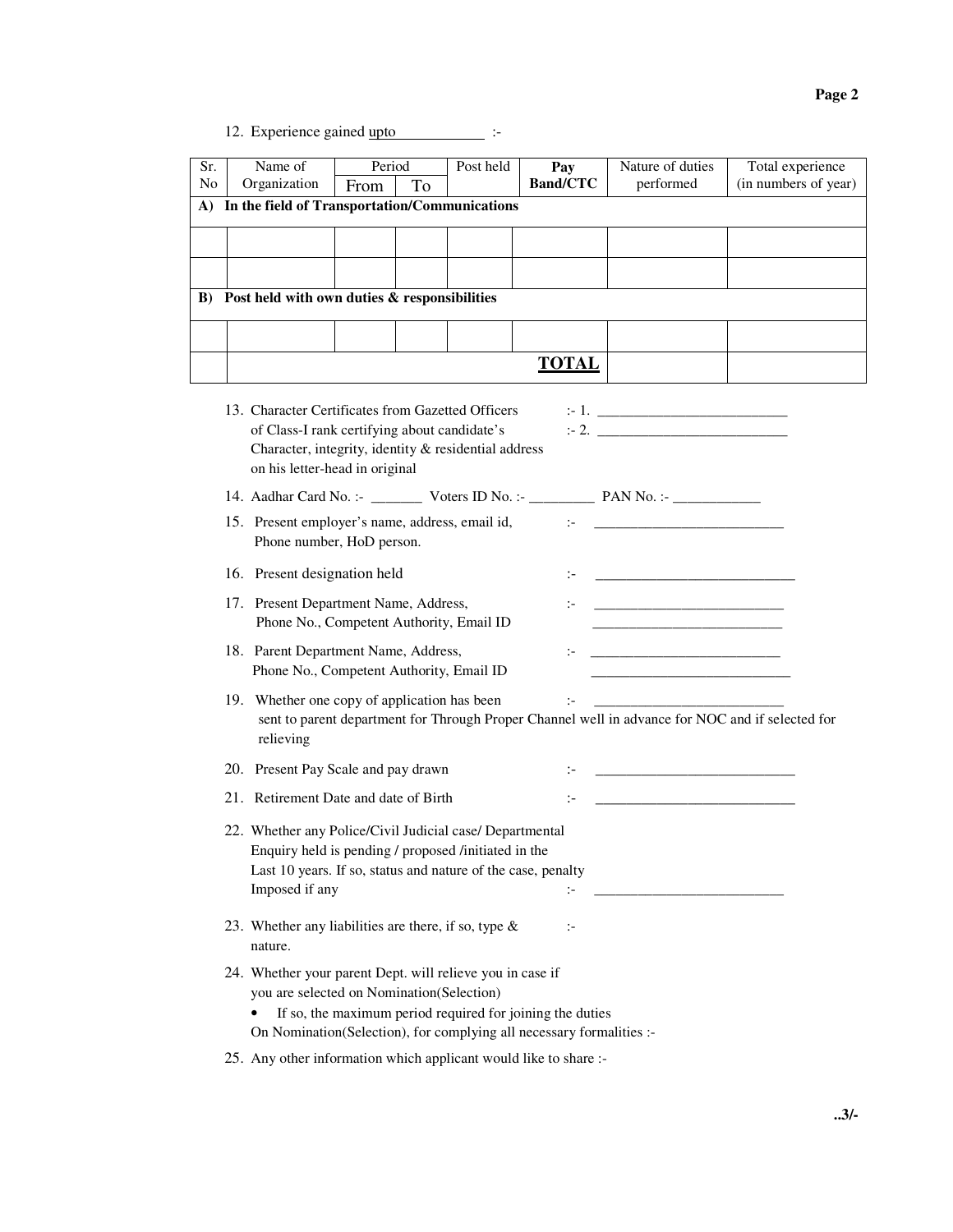12. Experience gained upto ____________ :-

| Sr. No | Name of Organization | Period | | Post held | **Pay Band/CTC** | Nature of duties performed | Total experience (in numbers of year) |
|---|---|---|---|---|---|---|---|
| | | From | To | | | | |
| **A) In the field of Transportation/Communications** | | | | | | | |
| | | | | | | | |
| | | | | | | | |
| **B) Post held with own duties & responsibilities** | | | | | | | |
| | | | | | | | |
| | | | | | **TOTAL** | | |

13. Character Certificates from Gazetted Officers of Class-I rank certifying about candidate's Character, integrity, identity & residential address on his letter-head in original :- 1. ___________________________
 :- 2. ___________________________

14. Aadhar Card No. :- _______ Voters ID No. :- _________ PAN No. :- ____________

15. Present employer's name, address, email id, Phone number, HoD person. :- ___________________________

16. Present designation held :- ___________________________

17. Present Department Name, Address, Phone No., Competent Authority, Email ID :- ___________________________
 ___________________________

18. Parent Department Name, Address, Phone No., Competent Authority, Email ID :- ___________________________
 ___________________________

19. Whether one copy of application has been sent to parent department for Through Proper Channel well in advance for NOC and if selected for relieving :- ___________________________

20. Present Pay Scale and pay drawn :- ___________________________

21. Retirement Date and date of Birth :- ___________________________

22. Whether any Police/Civil Judicial case/ Departmental Enquiry held is pending / proposed /initiated in the Last 10 years. If so, status and nature of the case, penalty Imposed if any :- ___________________________

23. Whether any liabilities are there, if so, type & nature. :-

24. Whether your parent Dept. will relieve you in case if you are selected on Nomination(Selection)
 - If so, the maximum period required for joining the duties

 On Nomination(Selection), for complying all necessary formalities :-

25. Any other information which applicant would like to share :-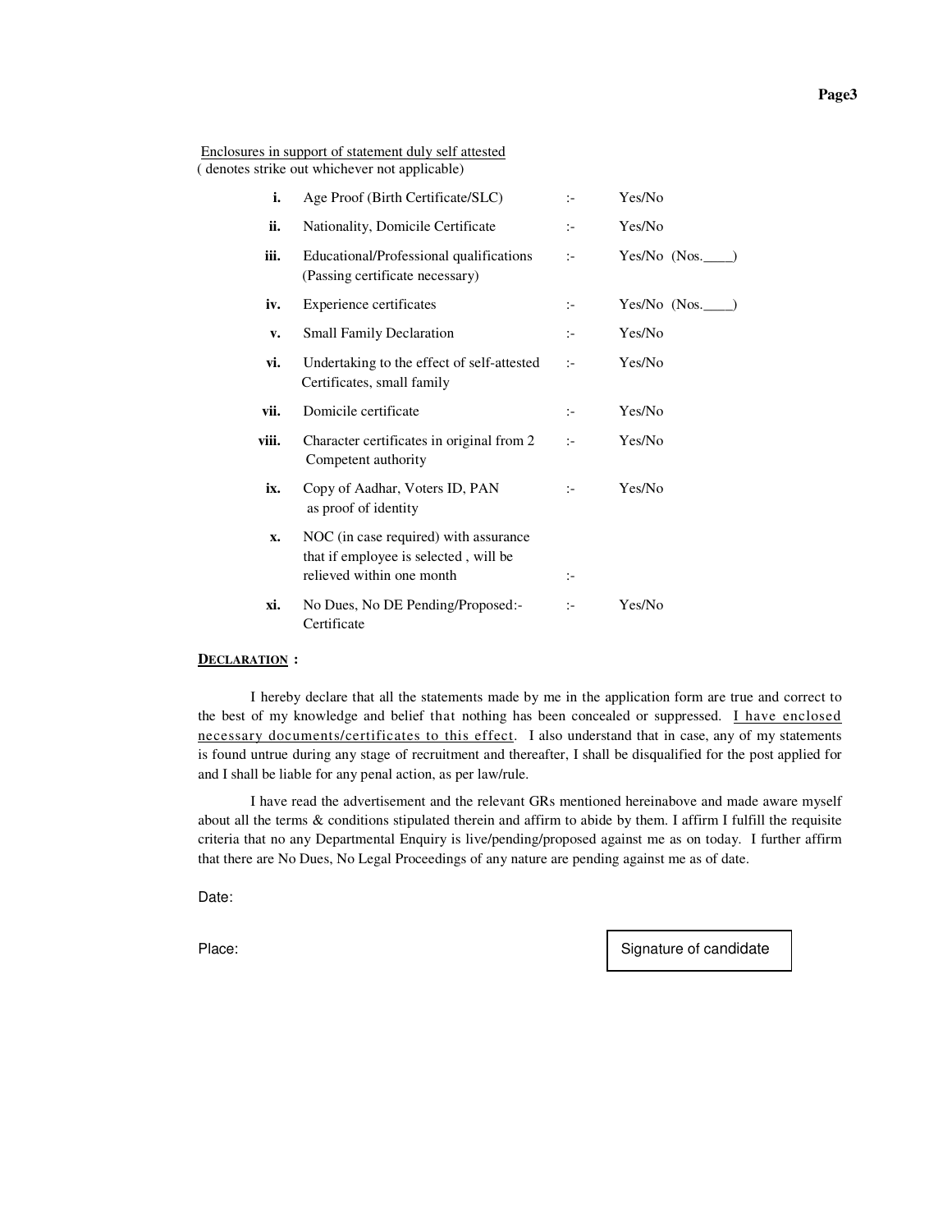<u>Enclosures in support of statement duly self attested</u>
( denotes strike out whichever not applicable)

| | | | |
|---|---|---|---|
| **i.** | Age Proof (Birth Certificate/SLC) | :- | Yes/No |
| **ii.** | Nationality, Domicile Certificate | :- | Yes/No |
| **iii.** | Educational/Professional qualifications (Passing certificate necessary) | :- | Yes/No (Nos.____) |
| **iv.** | Experience certificates | :- | Yes/No (Nos.____) |
| **v.** | Small Family Declaration | :- | Yes/No |
| **vi.** | Undertaking to the effect of self-attested Certificates, small family | :- | Yes/No |
| **vii.** | Domicile certificate | :- | Yes/No |
| **viii.** | Character certificates in original from 2 Competent authority | :- | Yes/No |
| **ix.** | Copy of Aadhar, Voters ID, PAN as proof of identity | :- | Yes/No |
| **x.** | NOC (in case required) with assurance that if employee is selected , will be relieved within one month | :- | |
| **xi.** | No Dues, No DE Pending/Proposed:- Certificate | :- | Yes/No |

**<u>DECLARATION</u> :**

I hereby declare that all the statements made by me in the application form are true and correct to the best of my knowledge and belief that nothing has been concealed or suppressed. <u>I have enclosed necessary documents/certificates to this effect</u>. I also understand that in case, any of my statements is found untrue during any stage of recruitment and thereafter, I shall be disqualified for the post applied for and I shall be liable for any penal action, as per law/rule.

I have read the advertisement and the relevant GRs mentioned hereinabove and made aware myself about all the terms & conditions stipulated therein and affirm to abide by them. I affirm I fulfill the requisite criteria that no any Departmental Enquiry is live/pending/proposed against me as on today. I further affirm that there are No Dues, No Legal Proceedings of any nature are pending against me as of date.

Date:

Place:

Signature of candidate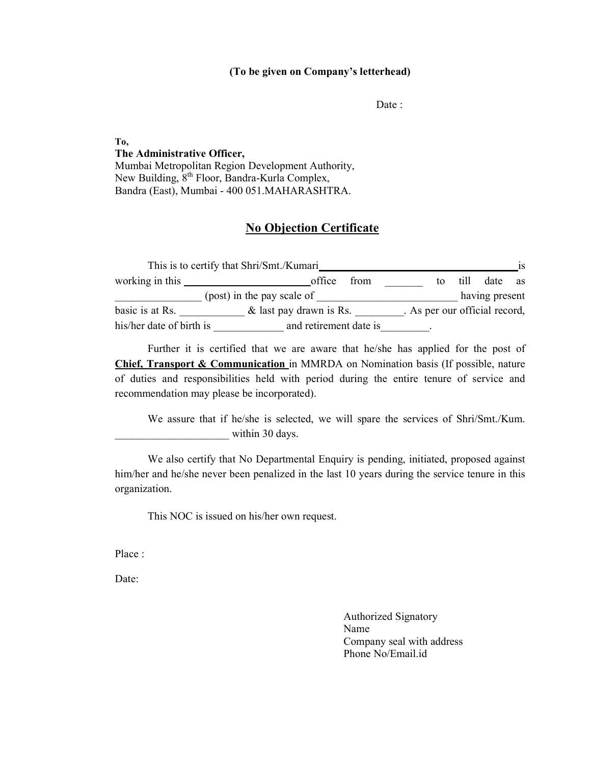**(To be given on Company's letterhead)**

Date :

**To,**
**The Administrative Officer,**
Mumbai Metropolitan Region Development Authority,
New Building, 8th Floor, Bandra-Kurla Complex,
Bandra (East), Mumbai - 400 051.MAHARASHTRA.

## <u>No Objection Certificate</u>

This is to certify that Shri/Smt./Kumari ______________________________________ is working in this ________________________ office from _______ to till date as ________________ (post) in the pay scale of __________________________ having present basic is at Rs. ____________ & last pay drawn is Rs. _________. As per our official record, his/her date of birth is _____________ and retirement date is_________.

Further it is certified that we are aware that he/she has applied for the post of **<u>Chief, Transport & Communication</u>** in MMRDA on Nomination basis (If possible, nature of duties and responsibilities held with period during the entire tenure of service and recommendation may please be incorporated).

We assure that if he/she is selected, we will spare the services of Shri/Smt./Kum. _____________________ within 30 days.

We also certify that No Departmental Enquiry is pending, initiated, proposed against him/her and he/she never been penalized in the last 10 years during the service tenure in this organization.

This NOC is issued on his/her own request.

Place :

Date:

Authorized Signatory
Name
Company seal with address
Phone No/Email.id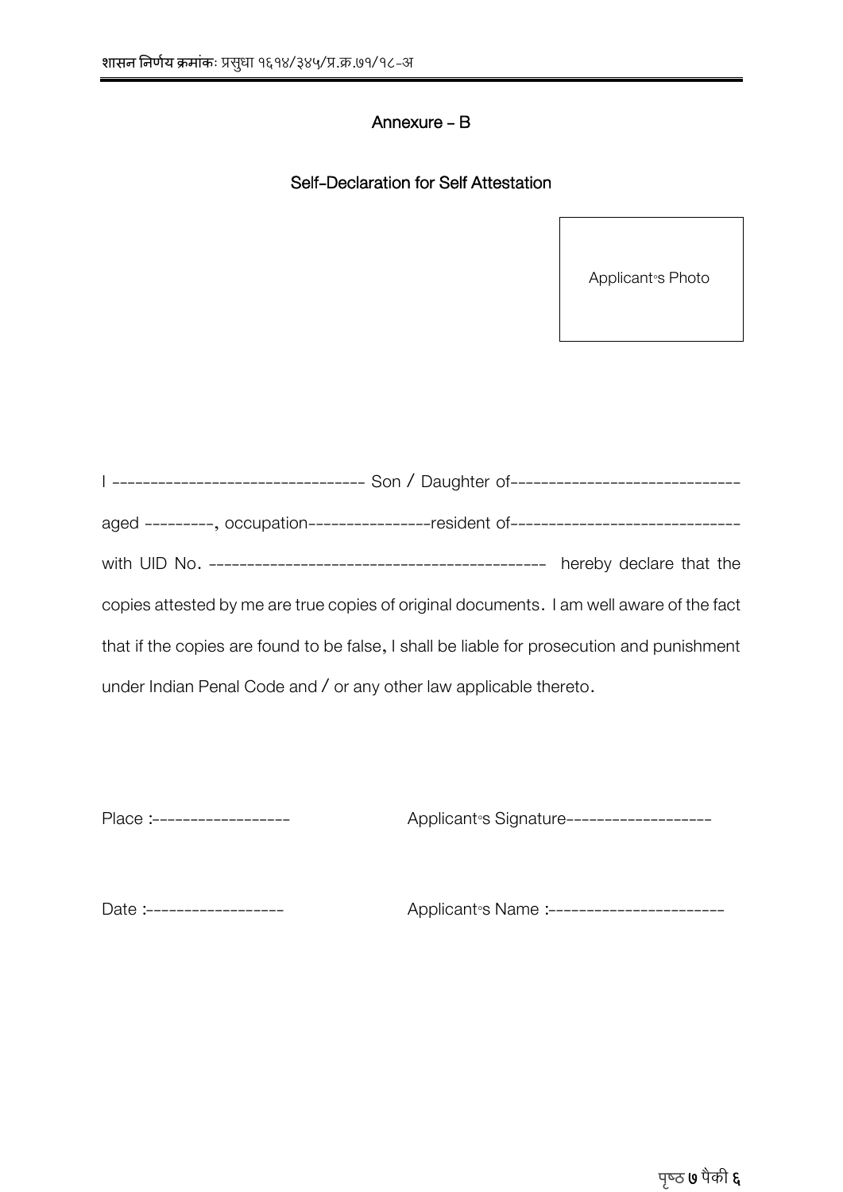## Annexure – B

### Self-Declaration for Self Attestation

Applicant's Photo

I ---------------------------------- Son / Daughter of------------------------------
aged ---------, occupation----------------resident of------------------------------
with UID No. -------------------------------------------- hereby declare that the copies attested by me are true copies of original documents. I am well aware of the fact that if the copies are found to be false, I shall be liable for prosecution and punishment under Indian Penal Code and / or any other law applicable thereto.

Place :------------------ Applicant's Signature-------------------

Date :------------------ Applicant's Name :-----------------------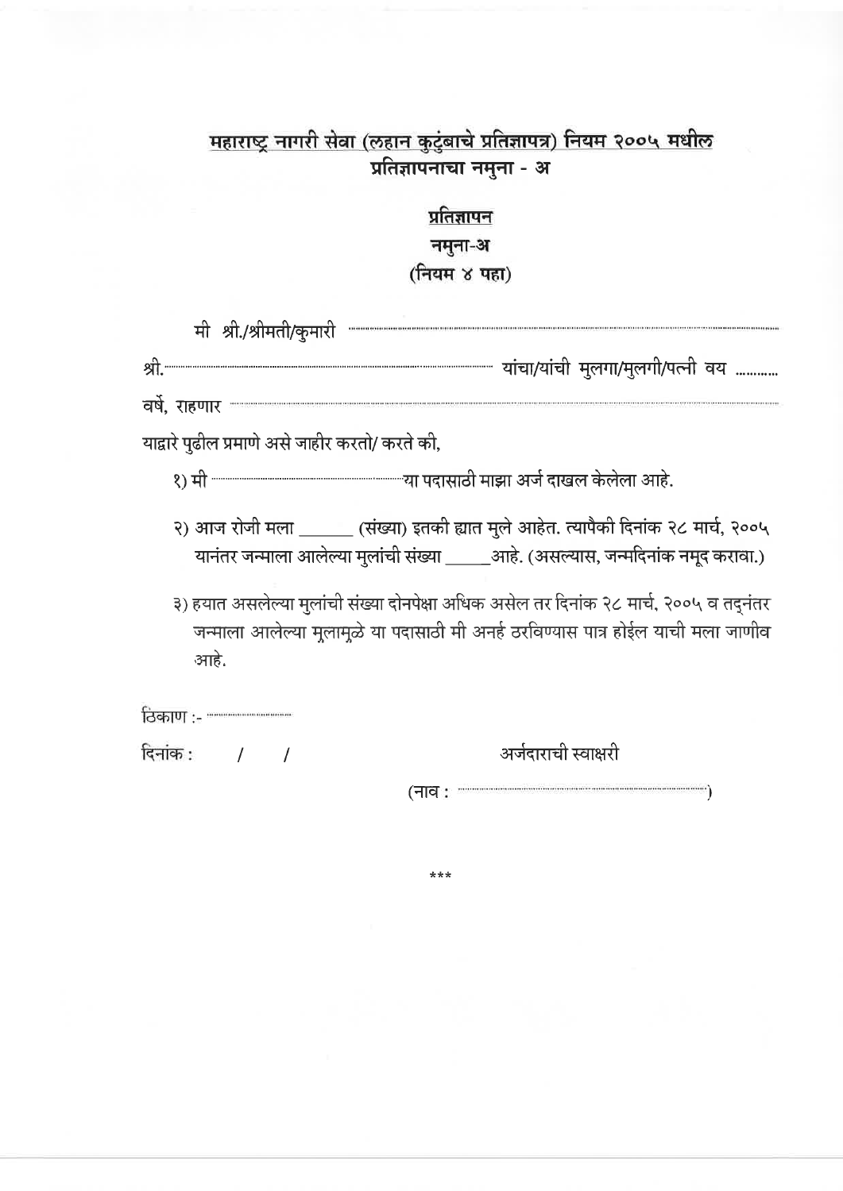## महाराष्ट्र नागरी सेवा (लहान कुटुंबाचे प्रतिज्ञापत्र) नियम २००५ मधील प्रतिज्ञापनाचा नमुना - अ

### प्रतिज्ञापन

**नमुना-अ**

**(नियम ४ पहा)**

मी श्री./श्रीमती/कुमारी ..............................................................................................

श्री. .............................................................................. यांचा/यांची मुलगा/मुलगी/पत्नी वय ............

वर्षे, राहणार ..............................................................................................

याद्वारे पुढील प्रमाणे असे जाहीर करतो/ करते की,

१) मी ..............................................या पदासाठी माझा अर्ज दाखल केलेला आहे.

२) आज रोजी मला ______ (संख्या) इतकी ह्यात मुले आहेत. त्यापैकी दिनांक २८ मार्च, २००५ यानंतर जन्माला आलेल्या मुलांची संख्या _____आहे. (असल्यास, जन्मदिनांक नमूद करावा.)

३) हयात असलेल्या मुलांची संख्या दोनपेक्षा अधिक असेल तर दिनांक २८ मार्च, २००५ व तद्नंतर जन्माला आलेल्या मूलामूळे या पदासाठी मी अनर्ह ठरविण्यास पात्र होईल याची मला जाणीव आहे.

ठिकाण :- ....................

दिनांक :    /    /

अर्जदाराची स्वाक्षरी

(नाव : ..............................................................)

***